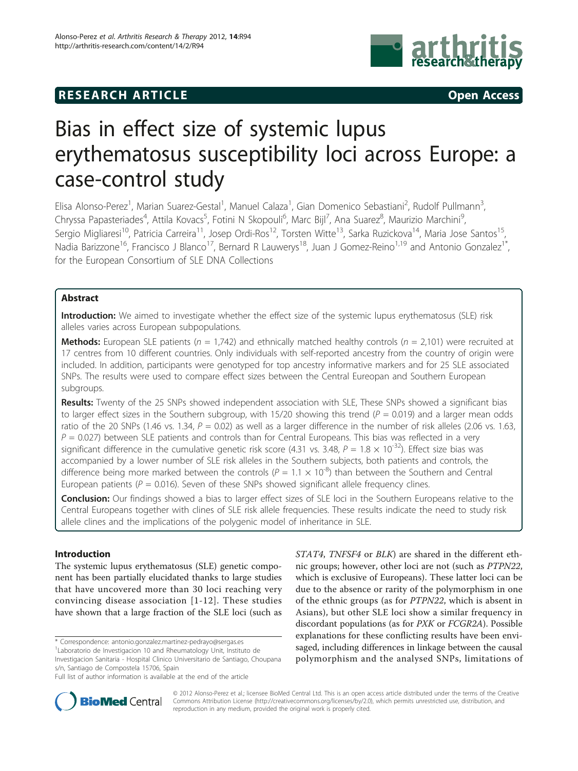**RESEARCH ARTICLE** **Open Access**

# Bias in effect size of systemic lupus erythematosus susceptibility loci across Europe: a case-control study

Elisa Alonso-Perez[1], Marian Suarez-Gestal[1], Manuel Calaza[1], Gian Domenico Sebastiani[2], Rudolf Pullmann[3], Chryssa Papasteriades[4], Attila Kovacs[5], Fotini N Skopouli[6], Marc Bijl[7], Ana Suarez[8], Maurizio Marchini[9], Sergio Migliaresi[10], Patricia Carreira[11], Josep Ordi-Ros[12], Torsten Witte[13], Sarka Ruzickova[14], Maria Jose Santos[15], Nadia Barizzone[16], Francisco J Blanco[17], Bernard R Lauwerys[18], Juan J Gomez-Reino[1,19] and Antonio Gonzalez[1*], for the European Consortium of SLE DNA Collections

## Abstract

**Introduction:** We aimed to investigate whether the effect size of the systemic lupus erythematosus (SLE) risk alleles varies across European subpopulations.

**Methods:** European SLE patients ($n = 1,742$) and ethnically matched healthy controls ($n = 2,101$) were recruited at 17 centres from 10 different countries. Only individuals with self-reported ancestry from the country of origin were included. In addition, participants were genotyped for top ancestry informative markers and for 25 SLE associated SNPs. The results were used to compare effect sizes between the Central Eureopan and Southern European subgroups.

**Results:** Twenty of the 25 SNPs showed independent association with SLE, These SNPs showed a significant bias to larger effect sizes in the Southern subgroup, with 15/20 showing this trend ($P = 0.019$) and a larger mean odds ratio of the 20 SNPs (1.46 vs. 1.34, $P = 0.02$) as well as a larger difference in the number of risk alleles (2.06 vs. 1.63, $P = 0.027$) between SLE patients and controls than for Central Europeans. This bias was reflected in a very significant difference in the cumulative genetic risk score (4.31 vs. 3.48, $P = 1.8 \times 10^{-32}$). Effect size bias was accompanied by a lower number of SLE risk alleles in the Southern subjects, both patients and controls, the difference being more marked between the controls ($P = 1.1 \times 10^{-8}$) than between the Southern and Central European patients ($P = 0.016$). Seven of these SNPs showed significant allele frequency clines.

**Conclusion:** Our findings showed a bias to larger effect sizes of SLE loci in the Southern Europeans relative to the Central Europeans together with clines of SLE risk allele frequencies. These results indicate the need to study risk allele clines and the implications of the polygenic model of inheritance in SLE.

## Introduction

The systemic lupus erythematosus (SLE) genetic component has been partially elucidated thanks to large studies that have uncovered more than 30 loci reaching very convincing disease association [1-12]. These studies have shown that a large fraction of the SLE loci (such as *STAT4*, *TNFSF4* or *BLK*) are shared in the different ethnic groups; however, other loci are not (such as *PTPN22*, which is exclusive of Europeans). These latter loci can be due to the absence or rarity of the polymorphism in one of the ethnic groups (as for *PTPN22*, which is absent in Asians), but other SLE loci show a similar frequency in discordant populations (as for *PXK* or *FCGR2A*). Possible explanations for these conflicting results have been envisaged, including differences in linkage between the causal polymorphism and the analysed SNPs, limitations of

\* Correspondence: antonio.gonzalez.martinez-pedrayo@sergas.es
[1]Laboratorio de Investigacion 10 and Rheumatology Unit, Instituto de Investigacion Sanitaria - Hospital Clinico Universitario de Santiago, Choupana s/n, Santiago de Compostela 15706, Spain
Full list of author information is available at the end of the article

© 2012 Alonso-Perez et al.; licensee BioMed Central Ltd. This is an open access article distributed under the terms of the Creative Commons Attribution License (http://creativecommons.org/licenses/by/2.0), which permits unrestricted use, distribution, and reproduction in any medium, provided the original work is properly cited.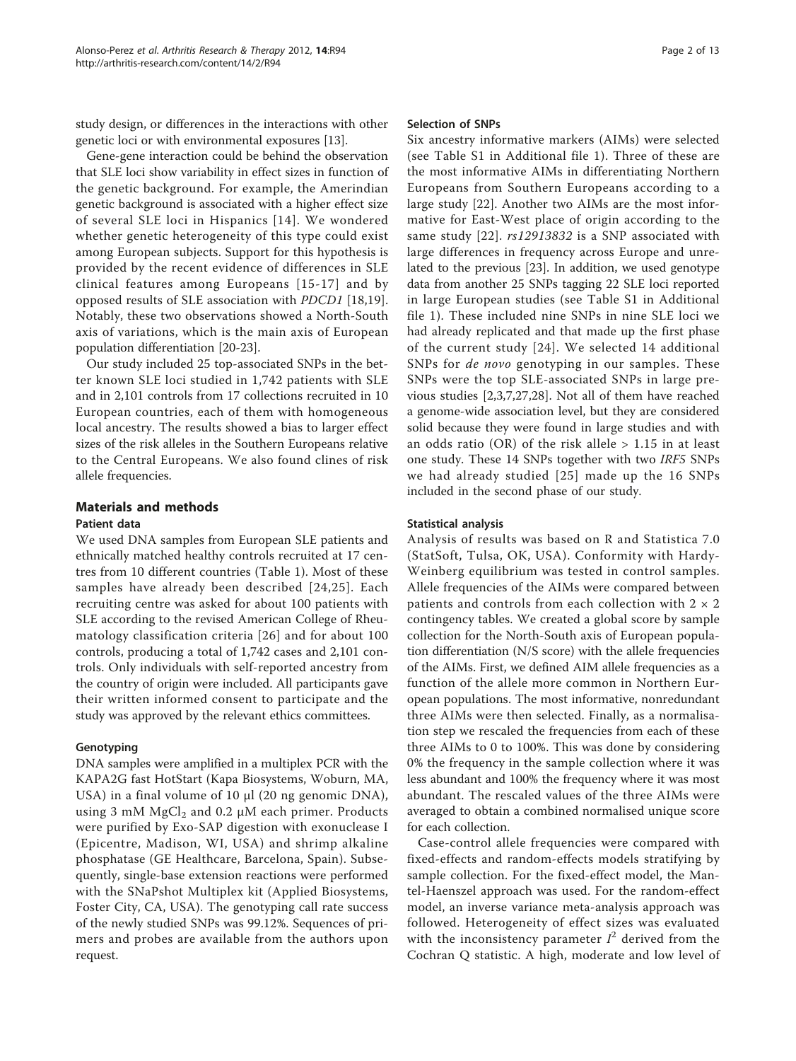study design, or differences in the interactions with other genetic loci or with environmental exposures [13].

Gene-gene interaction could be behind the observation that SLE loci show variability in effect sizes in function of the genetic background. For example, the Amerindian genetic background is associated with a higher effect size of several SLE loci in Hispanics [14]. We wondered whether genetic heterogeneity of this type could exist among European subjects. Support for this hypothesis is provided by the recent evidence of differences in SLE clinical features among Europeans [15-17] and by opposed results of SLE association with *PDCD1* [18,19]. Notably, these two observations showed a North-South axis of variations, which is the main axis of European population differentiation [20-23].

Our study included 25 top-associated SNPs in the better known SLE loci studied in 1,742 patients with SLE and in 2,101 controls from 17 collections recruited in 10 European countries, each of them with homogeneous local ancestry. The results showed a bias to larger effect sizes of the risk alleles in the Southern Europeans relative to the Central Europeans. We also found clines of risk allele frequencies.

## Materials and methods

### Patient data

We used DNA samples from European SLE patients and ethnically matched healthy controls recruited at 17 centres from 10 different countries (Table 1). Most of these samples have already been described [24,25]. Each recruiting centre was asked for about 100 patients with SLE according to the revised American College of Rheumatology classification criteria [26] and for about 100 controls, producing a total of 1,742 cases and 2,101 controls. Only individuals with self-reported ancestry from the country of origin were included. All participants gave their written informed consent to participate and the study was approved by the relevant ethics committees.

### Genotyping

DNA samples were amplified in a multiplex PCR with the KAPA2G fast HotStart (Kapa Biosystems, Woburn, MA, USA) in a final volume of 10 µl (20 ng genomic DNA), using 3 mM $MgCl_2$ and 0.2 µM each primer. Products were purified by Exo-SAP digestion with exonuclease I (Epicentre, Madison, WI, USA) and shrimp alkaline phosphatase (GE Healthcare, Barcelona, Spain). Subsequently, single-base extension reactions were performed with the SNaPshot Multiplex kit (Applied Biosystems, Foster City, CA, USA). The genotyping call rate success of the newly studied SNPs was 99.12%. Sequences of primers and probes are available from the authors upon request.

### Selection of SNPs

Six ancestry informative markers (AIMs) were selected (see Table S1 in Additional file 1). Three of these are the most informative AIMs in differentiating Northern Europeans from Southern Europeans according to a large study [22]. Another two AIMs are the most informative for East-West place of origin according to the same study [22]. *rs12913832* is a SNP associated with large differences in frequency across Europe and unrelated to the previous [23]. In addition, we used genotype data from another 25 SNPs tagging 22 SLE loci reported in large European studies (see Table S1 in Additional file 1). These included nine SNPs in nine SLE loci we had already replicated and that made up the first phase of the current study [24]. We selected 14 additional SNPs for *de novo* genotyping in our samples. These SNPs were the top SLE-associated SNPs in large previous studies [2,3,7,27,28]. Not all of them have reached a genome-wide association level, but they are considered solid because they were found in large studies and with an odds ratio (OR) of the risk allele > 1.15 in at least one study. These 14 SNPs together with two *IRF5* SNPs we had already studied [25] made up the 16 SNPs included in the second phase of our study.

### Statistical analysis

Analysis of results was based on R and Statistica 7.0 (StatSoft, Tulsa, OK, USA). Conformity with Hardy-Weinberg equilibrium was tested in control samples. Allele frequencies of the AIMs were compared between patients and controls from each collection with 2 × 2 contingency tables. We created a global score by sample collection for the North-South axis of European population differentiation (N/S score) with the allele frequencies of the AIMs. First, we defined AIM allele frequencies as a function of the allele more common in Northern European populations. The most informative, nonredundant three AIMs were then selected. Finally, as a normalisation step we rescaled the frequencies from each of these three AIMs to 0 to 100%. This was done by considering 0% the frequency in the sample collection where it was less abundant and 100% the frequency where it was most abundant. The rescaled values of the three AIMs were averaged to obtain a combined normalised unique score for each collection.

Case-control allele frequencies were compared with fixed-effects and random-effects models stratifying by sample collection. For the fixed-effect model, the Mantel-Haenszel approach was used. For the random-effect model, an inverse variance meta-analysis approach was followed. Heterogeneity of effect sizes was evaluated with the inconsistency parameter $I^2$ derived from the Cochran Q statistic. A high, moderate and low level of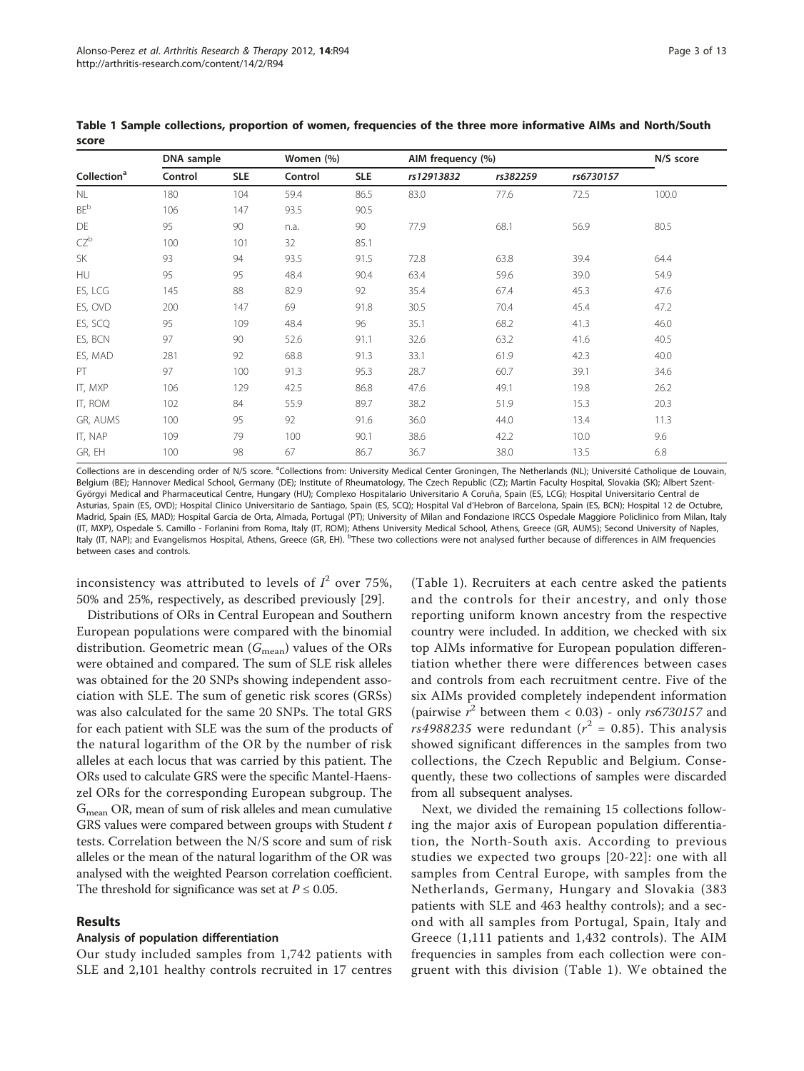**Table 1 Sample collections, proportion of women, frequencies of the three more informative AIMs and North/South score**

| | DNA sample | | Women (%) | | AIM frequency (%) | | | N/S score |
|---|---|---|---|---|---|---|---|---|
| Collection[a] | Control | SLE | Control | SLE | *rs12913832* | *rs382259* | *rs6730157* | |
| NL | 180 | 104 | 59.4 | 86.5 | 83.0 | 77.6 | 72.5 | 100.0 |
| BE[b] | 106 | 147 | 93.5 | 90.5 | | | | |
| DE | 95 | 90 | n.a. | 90 | 77.9 | 68.1 | 56.9 | 80.5 |
| CZ[b] | 100 | 101 | 32 | 85.1 | | | | |
| SK | 93 | 94 | 93.5 | 91.5 | 72.8 | 63.8 | 39.4 | 64.4 |
| HU | 95 | 95 | 48.4 | 90.4 | 63.4 | 59.6 | 39.0 | 54.9 |
| ES, LCG | 145 | 88 | 82.9 | 92 | 35.4 | 67.4 | 45.3 | 47.6 |
| ES, OVD | 200 | 147 | 69 | 91.8 | 30.5 | 70.4 | 45.4 | 47.2 |
| ES, SCQ | 95 | 109 | 48.4 | 96 | 35.1 | 68.2 | 41.3 | 46.0 |
| ES, BCN | 97 | 90 | 52.6 | 91.1 | 32.6 | 63.2 | 41.6 | 40.5 |
| ES, MAD | 281 | 92 | 68.8 | 91.3 | 33.1 | 61.9 | 42.3 | 40.0 |
| PT | 97 | 100 | 91.3 | 95.3 | 28.7 | 60.7 | 39.1 | 34.6 |
| IT, MXP | 106 | 129 | 42.5 | 86.8 | 47.6 | 49.1 | 19.8 | 26.2 |
| IT, ROM | 102 | 84 | 55.9 | 89.7 | 38.2 | 51.9 | 15.3 | 20.3 |
| GR, AUMS | 100 | 95 | 92 | 91.6 | 36.0 | 44.0 | 13.4 | 11.3 |
| IT, NAP | 109 | 79 | 100 | 90.1 | 38.6 | 42.2 | 10.0 | 9.6 |
| GR, EH | 100 | 98 | 67 | 86.7 | 36.7 | 38.0 | 13.5 | 6.8 |

Collections are in descending order of N/S score. [a]Collections from: University Medical Center Groningen, The Netherlands (NL); Université Catholique de Louvain, Belgium (BE); Hannover Medical School, Germany (DE); Institute of Rheumatology, The Czech Republic (CZ); Martin Faculty Hospital, Slovakia (SK); Albert Szent-Györgyi Medical and Pharmaceutical Centre, Hungary (HU); Complexo Hospitalario Universitario A Coruña, Spain (ES, LCG); Hospital Universitario Central de Asturias, Spain (ES, OVD); Hospital Clinico Universitario de Santiago, Spain (ES, SCQ); Hospital Val d'Hebron of Barcelona, Spain (ES, BCN); Hospital 12 de Octubre, Madrid, Spain (ES, MAD); Hospital Garcia de Orta, Almada, Portugal (PT); University of Milan and Fondazione IRCCS Ospedale Maggiore Policlinico from Milan, Italy (IT, MXP), Ospedale S. Camillo - Forlanini from Roma, Italy (IT, ROM); Athens University Medical School, Athens, Greece (GR, AUMS); Second University of Naples, Italy (IT, NAP); and Evangelismos Hospital, Athens, Greece (GR, EH). [b]These two collections were not analysed further because of differences in AIM frequencies between cases and controls.

inconsistency was attributed to levels of $I^2$ over 75%, 50% and 25%, respectively, as described previously [29].

Distributions of ORs in Central European and Southern European populations were compared with the binomial distribution. Geometric mean ($G_{mean}$) values of the ORs were obtained and compared. The sum of SLE risk alleles was obtained for the 20 SNPs showing independent association with SLE. The sum of genetic risk scores (GRSs) was also calculated for the same 20 SNPs. The total GRS for each patient with SLE was the sum of the products of the natural logarithm of the OR by the number of risk alleles at each locus that was carried by this patient. The ORs used to calculate GRS were the specific Mantel-Haenszel ORs for the corresponding European subgroup. The $G_{mean}$ OR, mean of sum of risk alleles and mean cumulative GRS values were compared between groups with Student *t* tests. Correlation between the N/S score and sum of risk alleles or the mean of the natural logarithm of the OR was analysed with the weighted Pearson correlation coefficient. The threshold for significance was set at $P \leq 0.05$.

## Results

### Analysis of population differentiation

Our study included samples from 1,742 patients with SLE and 2,101 healthy controls recruited in 17 centres (Table 1). Recruiters at each centre asked the patients and the controls for their ancestry, and only those reporting uniform known ancestry from the respective country were included. In addition, we checked with six top AIMs informative for European population differentiation whether there were differences between cases and controls from each recruitment centre. Five of the six AIMs provided completely independent information (pairwise $r^2$ between them < 0.03) - only *rs6730157* and *rs4988235* were redundant ($r^2$ = 0.85). This analysis showed significant differences in the samples from two collections, the Czech Republic and Belgium. Consequently, these two collections of samples were discarded from all subsequent analyses.

Next, we divided the remaining 15 collections following the major axis of European population differentiation, the North-South axis. According to previous studies we expected two groups [20-22]: one with all samples from Central Europe, with samples from the Netherlands, Germany, Hungary and Slovakia (383 patients with SLE and 463 healthy controls); and a second with all samples from Portugal, Spain, Italy and Greece (1,111 patients and 1,432 controls). The AIM frequencies in samples from each collection were congruent with this division (Table 1). We obtained the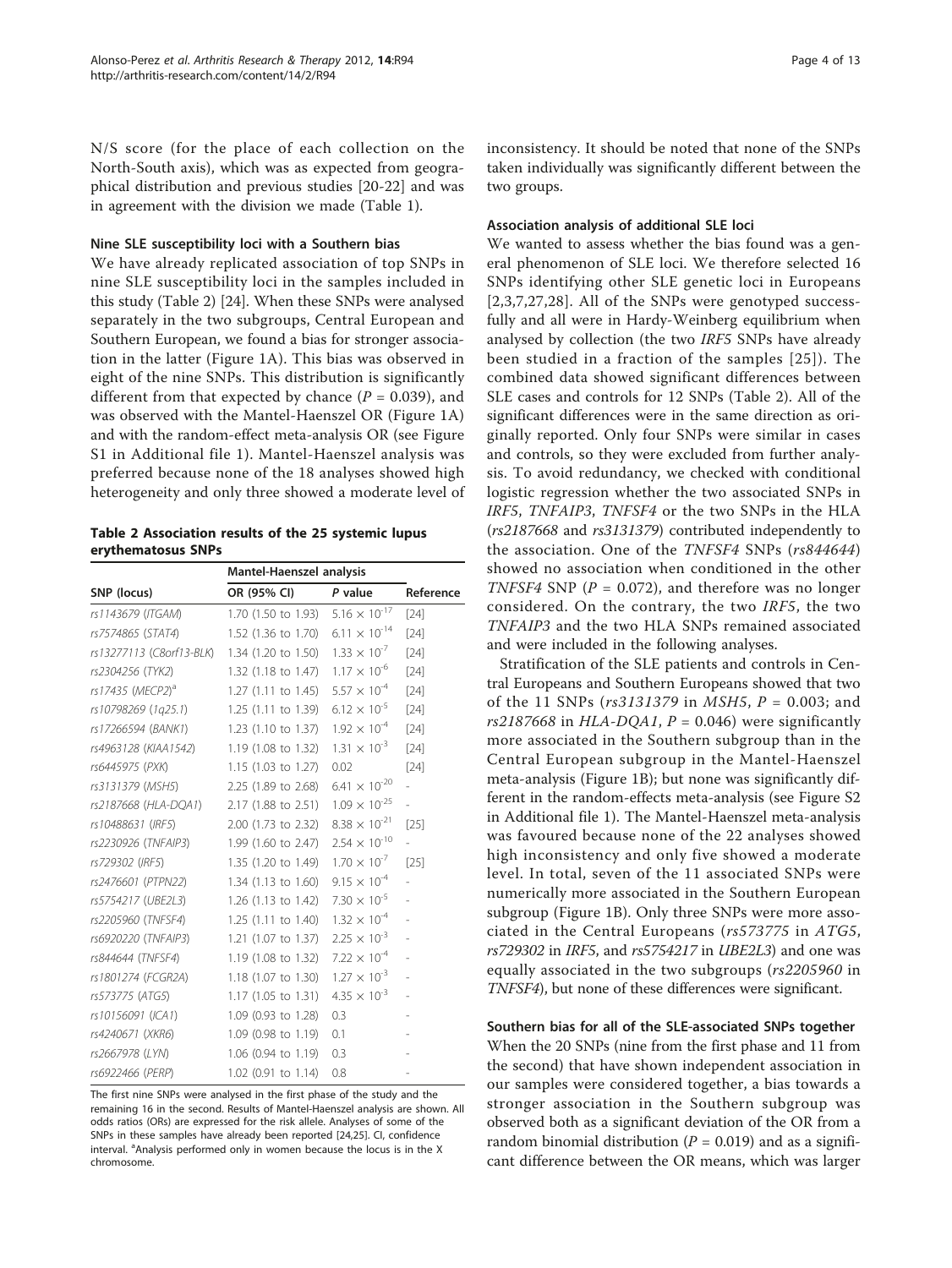N/S score (for the place of each collection on the North-South axis), which was as expected from geographical distribution and previous studies [20-22] and was in agreement with the division we made (Table 1).

### Nine SLE susceptibility loci with a Southern bias

We have already replicated association of top SNPs in nine SLE susceptibility loci in the samples included in this study (Table 2) [24]. When these SNPs were analysed separately in the two subgroups, Central European and Southern European, we found a bias for stronger association in the latter (Figure 1A). This bias was observed in eight of the nine SNPs. This distribution is significantly different from that expected by chance ($P = 0.039$), and was observed with the Mantel-Haenszel OR (Figure 1A) and with the random-effect meta-analysis OR (see Figure S1 in Additional file 1). Mantel-Haenszel analysis was preferred because none of the 18 analyses showed high heterogeneity and only three showed a moderate level of inconsistency. It should be noted that none of the SNPs taken individually was significantly different between the two groups.

**Table 2 Association results of the 25 systemic lupus erythematosus SNPs**

| SNP (locus) | Mantel-Haenszel analysis | | Reference |
|---|---|---|---|
| | OR (95% CI) | *P* value | |
| *rs1143679* (*ITGAM*) | 1.70 (1.50 to 1.93) | $5.16 \times 10^{-17}$ | [24] |
| *rs7574865* (*STAT4*) | 1.52 (1.36 to 1.70) | $6.11 \times 10^{-14}$ | [24] |
| *rs13277113* (*C8orf13-BLK*) | 1.34 (1.20 to 1.50) | $1.33 \times 10^{-7}$ | [24] |
| *rs2304256* (*TYK2*) | 1.32 (1.18 to 1.47) | $1.17 \times 10^{-6}$ | [24] |
| *rs17435* (*MECP2*)[a] | 1.27 (1.11 to 1.45) | $5.57 \times 10^{-4}$ | [24] |
| *rs10798269* (*1q25.1*) | 1.25 (1.11 to 1.39) | $6.12 \times 10^{-5}$ | [24] |
| *rs17266594* (*BANK1*) | 1.23 (1.10 to 1.37) | $1.92 \times 10^{-4}$ | [24] |
| *rs4963128* (*KIAA1542*) | 1.19 (1.08 to 1.32) | $1.31 \times 10^{-3}$ | [24] |
| *rs6445975* (*PXK*) | 1.15 (1.03 to 1.27) | 0.02 | [24] |
| *rs3131379* (*MSH5*) | 2.25 (1.89 to 2.68) | $6.41 \times 10^{-20}$ | - |
| *rs2187668* (*HLA-DQA1*) | 2.17 (1.88 to 2.51) | $1.09 \times 10^{-25}$ | - |
| *rs10488631* (*IRF5*) | 2.00 (1.73 to 2.32) | $8.38 \times 10^{-21}$ | [25] |
| *rs2230926* (*TNFAIP3*) | 1.99 (1.60 to 2.47) | $2.54 \times 10^{-10}$ | - |
| *rs729302* (*IRF5*) | 1.35 (1.20 to 1.49) | $1.70 \times 10^{-7}$ | [25] |
| *rs2476601* (*PTPN22*) | 1.34 (1.13 to 1.60) | $9.15 \times 10^{-4}$ | - |
| *rs5754217* (*UBE2L3*) | 1.26 (1.13 to 1.42) | $7.30 \times 10^{-5}$ | - |
| *rs2205960* (*TNFSF4*) | 1.25 (1.11 to 1.40) | $1.32 \times 10^{-4}$ | - |
| *rs6920220* (*TNFAIP3*) | 1.21 (1.07 to 1.37) | $2.25 \times 10^{-3}$ | - |
| *rs844644* (*TNFSF4*) | 1.19 (1.08 to 1.32) | $7.22 \times 10^{-4}$ | - |
| *rs1801274* (*FCGR2A*) | 1.18 (1.07 to 1.30) | $1.27 \times 10^{-3}$ | - |
| *rs573775* (*ATG5*) | 1.17 (1.05 to 1.31) | $4.35 \times 10^{-3}$ | - |
| *rs10156091* (*ICA1*) | 1.09 (0.93 to 1.28) | 0.3 | - |
| *rs4240671* (*XKR6*) | 1.09 (0.98 to 1.19) | 0.1 | - |
| *rs2667978* (*LYN*) | 1.06 (0.94 to 1.19) | 0.3 | - |
| *rs6922466* (*PERP*) | 1.02 (0.91 to 1.14) | 0.8 | - |

The first nine SNPs were analysed in the first phase of the study and the remaining 16 in the second. Results of Mantel-Haenszel analysis are shown. All odds ratios (ORs) are expressed for the risk allele. Analyses of some of the SNPs in these samples have already been reported [24,25]. CI, confidence interval. [a]Analysis performed only in women because the locus is in the X chromosome.

### Association analysis of additional SLE loci

We wanted to assess whether the bias found was a general phenomenon of SLE loci. We therefore selected 16 SNPs identifying other SLE genetic loci in Europeans [2,3,7,27,28]. All of the SNPs were genotyped successfully and all were in Hardy-Weinberg equilibrium when analysed by collection (the two *IRF5* SNPs have already been studied in a fraction of the samples [25]). The combined data showed significant differences between SLE cases and controls for 12 SNPs (Table 2). All of the significant differences were in the same direction as originally reported. Only four SNPs were similar in cases and controls, so they were excluded from further analysis. To avoid redundancy, we checked with conditional logistic regression whether the two associated SNPs in *IRF5*, *TNFAIP3*, *TNFSF4* or the two SNPs in the HLA (*rs2187668* and *rs3131379*) contributed independently to the association. One of the *TNFSF4* SNPs (*rs844644*) showed no association when conditioned in the other *TNFSF4* SNP ($P = 0.072$), and therefore was no longer considered. On the contrary, the two *IRF5*, the two *TNFAIP3* and the two HLA SNPs remained associated and were included in the following analyses.

Stratification of the SLE patients and controls in Central Europeans and Southern Europeans showed that two of the 11 SNPs (*rs3131379* in *MSH5*, $P = 0.003$; and *rs2187668* in *HLA-DQA1*, $P = 0.046$) were significantly more associated in the Southern subgroup than in the Central European subgroup in the Mantel-Haenszel meta-analysis (Figure 1B); but none was significantly different in the random-effects meta-analysis (see Figure S2 in Additional file 1). The Mantel-Haenszel meta-analysis was favoured because none of the 22 analyses showed high inconsistency and only five showed a moderate level. In total, seven of the 11 associated SNPs were numerically more associated in the Southern European subgroup (Figure 1B). Only three SNPs were more associated in the Central Europeans (*rs573775* in *ATG5*, *rs729302* in *IRF5*, and *rs5754217* in *UBE2L3*) and one was equally associated in the two subgroups (*rs2205960* in *TNFSF4*), but none of these differences were significant.

### Southern bias for all of the SLE-associated SNPs together

When the 20 SNPs (nine from the first phase and 11 from the second) that have shown independent association in our samples were considered together, a bias towards a stronger association in the Southern subgroup was observed both as a significant deviation of the OR from a random binomial distribution ($P = 0.019$) and as a significant difference between the OR means, which was larger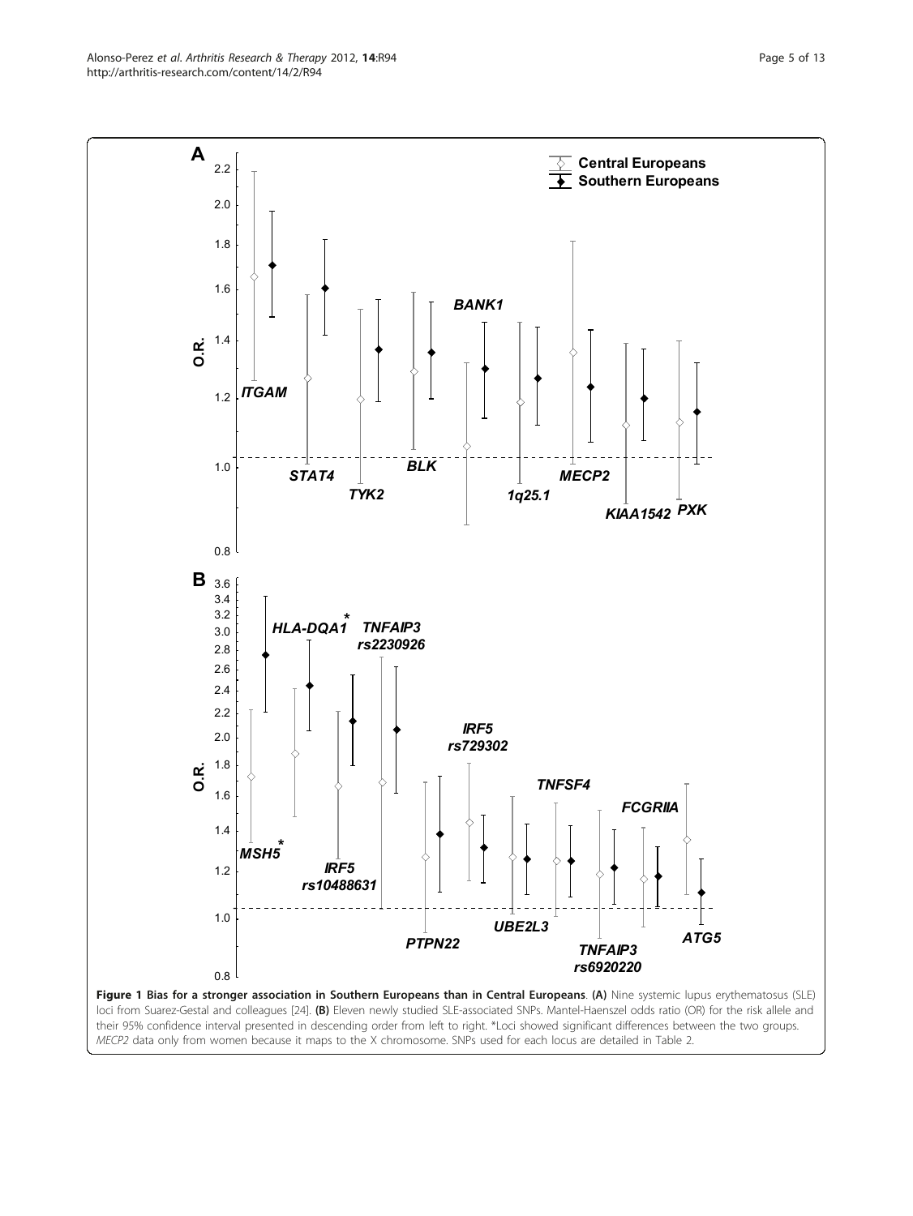**Figure 1 Bias for a stronger association in Southern Europeans than in Central Europeans**. **(A)** Nine systemic lupus erythematosus (SLE) loci from Suarez-Gestal and colleagues [24]. **(B)** Eleven newly studied SLE-associated SNPs. Mantel-Haenszel odds ratio (OR) for the risk allele and their 95% confidence interval presented in descending order from left to right. *Loci showed significant differences between the two groups. *MECP2* data only from women because it maps to the X chromosome. SNPs used for each locus are detailed in Table 2.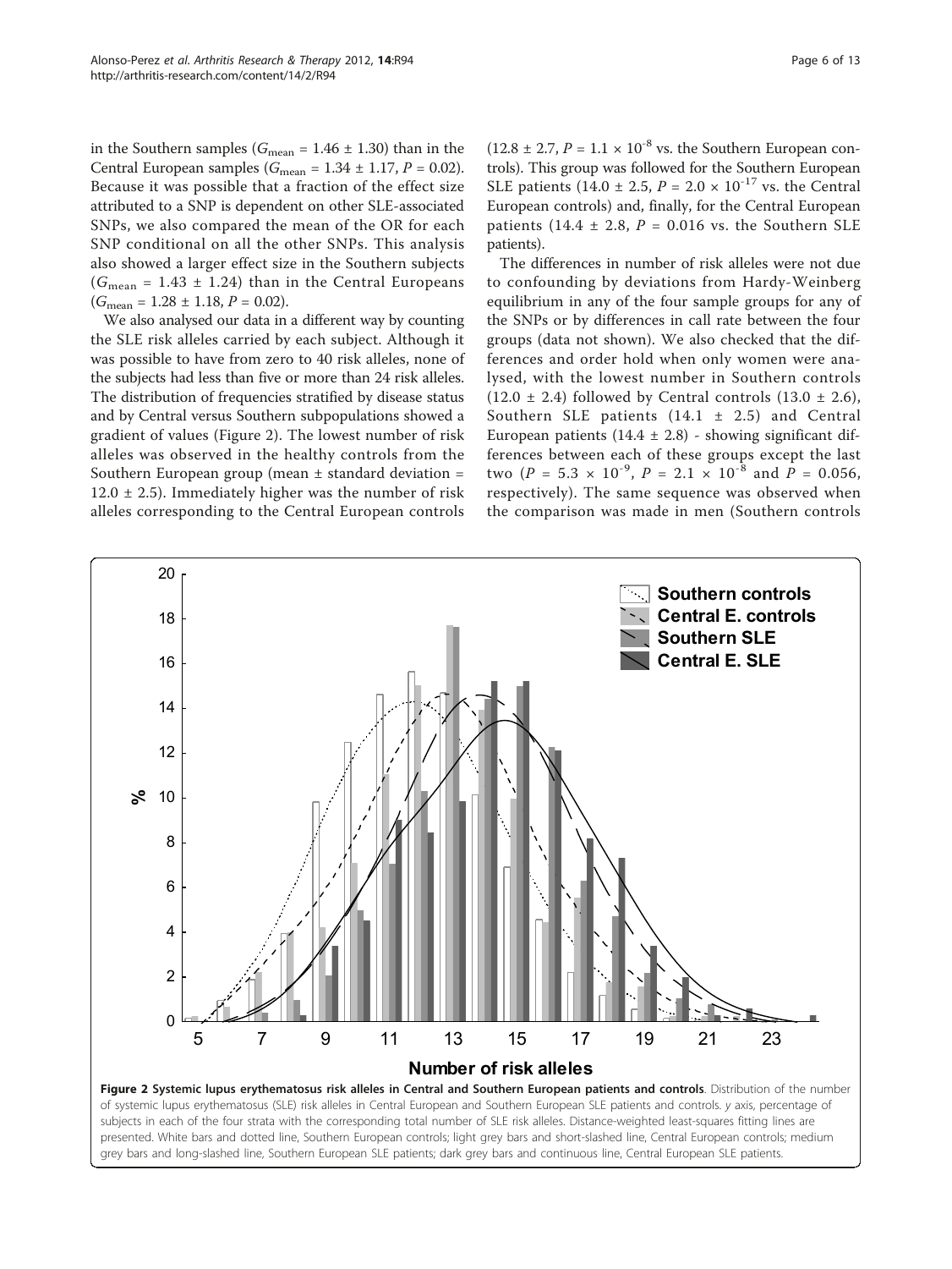in the Southern samples ($G_{mean}$ = 1.46 ± 1.30) than in the Central European samples ($G_{mean}$ = 1.34 ± 1.17, $P$ = 0.02). Because it was possible that a fraction of the effect size attributed to a SNP is dependent on other SLE-associated SNPs, we also compared the mean of the OR for each SNP conditional on all the other SNPs. This analysis also showed a larger effect size in the Southern subjects ($G_{mean}$ = 1.43 ± 1.24) than in the Central Europeans ($G_{mean}$ = 1.28 ± 1.18, $P$ = 0.02).

We also analysed our data in a different way by counting the SLE risk alleles carried by each subject. Although it was possible to have from zero to 40 risk alleles, none of the subjects had less than five or more than 24 risk alleles. The distribution of frequencies stratified by disease status and by Central versus Southern subpopulations showed a gradient of values (Figure 2). The lowest number of risk alleles was observed in the healthy controls from the Southern European group (mean ± standard deviation = 12.0 ± 2.5). Immediately higher was the number of risk alleles corresponding to the Central European controls (12.8 ± 2.7, $P = 1.1 \times 10^{-8}$ vs. the Southern European controls). This group was followed for the Southern European SLE patients (14.0 ± 2.5, $P = 2.0 \times 10^{-17}$ vs. the Central European controls) and, finally, for the Central European patients (14.4 ± 2.8, $P$ = 0.016 vs. the Southern SLE patients).

The differences in number of risk alleles were not due to confounding by deviations from Hardy-Weinberg equilibrium in any of the four sample groups for any of the SNPs or by differences in call rate between the four groups (data not shown). We also checked that the differences and order hold when only women were analysed, with the lowest number in Southern controls (12.0 ± 2.4) followed by Central controls (13.0 ± 2.6), Southern SLE patients (14.1 ± 2.5) and Central European patients (14.4 ± 2.8) - showing significant differences between each of these groups except the last two ($P = 5.3 \times 10^{-9}$, $P = 2.1 \times 10^{-8}$ and $P$ = 0.056, respectively). The same sequence was observed when the comparison was made in men (Southern controls

**Figure 2 Systemic lupus erythematosus risk alleles in Central and Southern European patients and controls**. Distribution of the number of systemic lupus erythematosus (SLE) risk alleles in Central European and Southern European SLE patients and controls. *y* axis, percentage of subjects in each of the four strata with the corresponding total number of SLE risk alleles. Distance-weighted least-squares fitting lines are presented. White bars and dotted line, Southern European controls; light grey bars and short-slashed line, Central European controls; medium grey bars and long-slashed line, Southern European SLE patients; dark grey bars and continuous line, Central European SLE patients.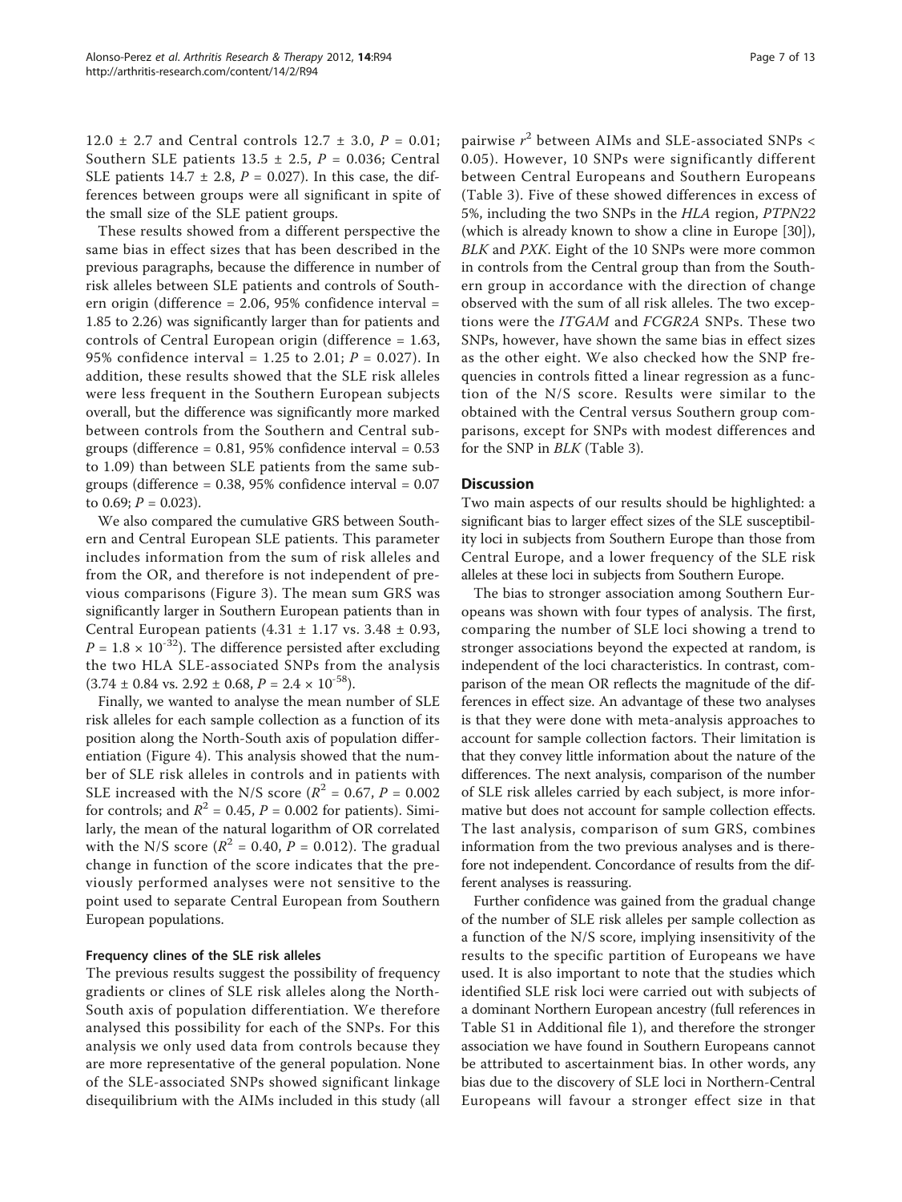12.0 ± 2.7 and Central controls 12.7 ± 3.0, $P = 0.01$; Southern SLE patients 13.5 ± 2.5, $P = 0.036$; Central SLE patients 14.7 ± 2.8, $P = 0.027$). In this case, the differences between groups were all significant in spite of the small size of the SLE patient groups.

These results showed from a different perspective the same bias in effect sizes that has been described in the previous paragraphs, because the difference in number of risk alleles between SLE patients and controls of Southern origin (difference = 2.06, 95% confidence interval = 1.85 to 2.26) was significantly larger than for patients and controls of Central European origin (difference = 1.63, 95% confidence interval = 1.25 to 2.01; $P = 0.027$). In addition, these results showed that the SLE risk alleles were less frequent in the Southern European subjects overall, but the difference was significantly more marked between controls from the Southern and Central subgroups (difference = 0.81, 95% confidence interval = 0.53 to 1.09) than between SLE patients from the same subgroups (difference = 0.38, 95% confidence interval = 0.07 to 0.69; $P = 0.023$).

We also compared the cumulative GRS between Southern and Central European SLE patients. This parameter includes information from the sum of risk alleles and from the OR, and therefore is not independent of previous comparisons (Figure 3). The mean sum GRS was significantly larger in Southern European patients than in Central European patients (4.31 ± 1.17 vs. 3.48 ± 0.93, $P = 1.8 \times 10^{-32}$). The difference persisted after excluding the two HLA SLE-associated SNPs from the analysis (3.74 ± 0.84 vs. 2.92 ± 0.68, $P = 2.4 \times 10^{-58}$).

Finally, we wanted to analyse the mean number of SLE risk alleles for each sample collection as a function of its position along the North-South axis of population differentiation (Figure 4). This analysis showed that the number of SLE risk alleles in controls and in patients with SLE increased with the N/S score ($R^2 = 0.67$, $P = 0.002$ for controls; and $R^2 = 0.45$, $P = 0.002$ for patients). Similarly, the mean of the natural logarithm of OR correlated with the N/S score ($R^2 = 0.40$, $P = 0.012$). The gradual change in function of the score indicates that the previously performed analyses were not sensitive to the point used to separate Central European from Southern European populations.

### Frequency clines of the SLE risk alleles

The previous results suggest the possibility of frequency gradients or clines of SLE risk alleles along the North-South axis of population differentiation. We therefore analysed this possibility for each of the SNPs. For this analysis we only used data from controls because they are more representative of the general population. None of the SLE-associated SNPs showed significant linkage disequilibrium with the AIMs included in this study (all pairwise $r^2$ between AIMs and SLE-associated SNPs < 0.05). However, 10 SNPs were significantly different between Central Europeans and Southern Europeans (Table 3). Five of these showed differences in excess of 5%, including the two SNPs in the *HLA* region, *PTPN22* (which is already known to show a cline in Europe [30]), *BLK* and *PXK*. Eight of the 10 SNPs were more common in controls from the Central group than from the Southern group in accordance with the direction of change observed with the sum of all risk alleles. The two exceptions were the *ITGAM* and *FCGR2A* SNPs. These two SNPs, however, have shown the same bias in effect sizes as the other eight. We also checked how the SNP frequencies in controls fitted a linear regression as a function of the N/S score. Results were similar to the obtained with the Central versus Southern group comparisons, except for SNPs with modest differences and for the SNP in *BLK* (Table 3).

## Discussion

Two main aspects of our results should be highlighted: a significant bias to larger effect sizes of the SLE susceptibility loci in subjects from Southern Europe than those from Central Europe, and a lower frequency of the SLE risk alleles at these loci in subjects from Southern Europe.

The bias to stronger association among Southern Europeans was shown with four types of analysis. The first, comparing the number of SLE loci showing a trend to stronger associations beyond the expected at random, is independent of the loci characteristics. In contrast, comparison of the mean OR reflects the magnitude of the differences in effect size. An advantage of these two analyses is that they were done with meta-analysis approaches to account for sample collection factors. Their limitation is that they convey little information about the nature of the differences. The next analysis, comparison of the number of SLE risk alleles carried by each subject, is more informative but does not account for sample collection effects. The last analysis, comparison of sum GRS, combines information from the two previous analyses and is therefore not independent. Concordance of results from the different analyses is reassuring.

Further confidence was gained from the gradual change of the number of SLE risk alleles per sample collection as a function of the N/S score, implying insensitivity of the results to the specific partition of Europeans we have used. It is also important to note that the studies which identified SLE risk loci were carried out with subjects of a dominant Northern European ancestry (full references in Table S1 in Additional file 1), and therefore the stronger association we have found in Southern Europeans cannot be attributed to ascertainment bias. In other words, any bias due to the discovery of SLE loci in Northern-Central Europeans will favour a stronger effect size in that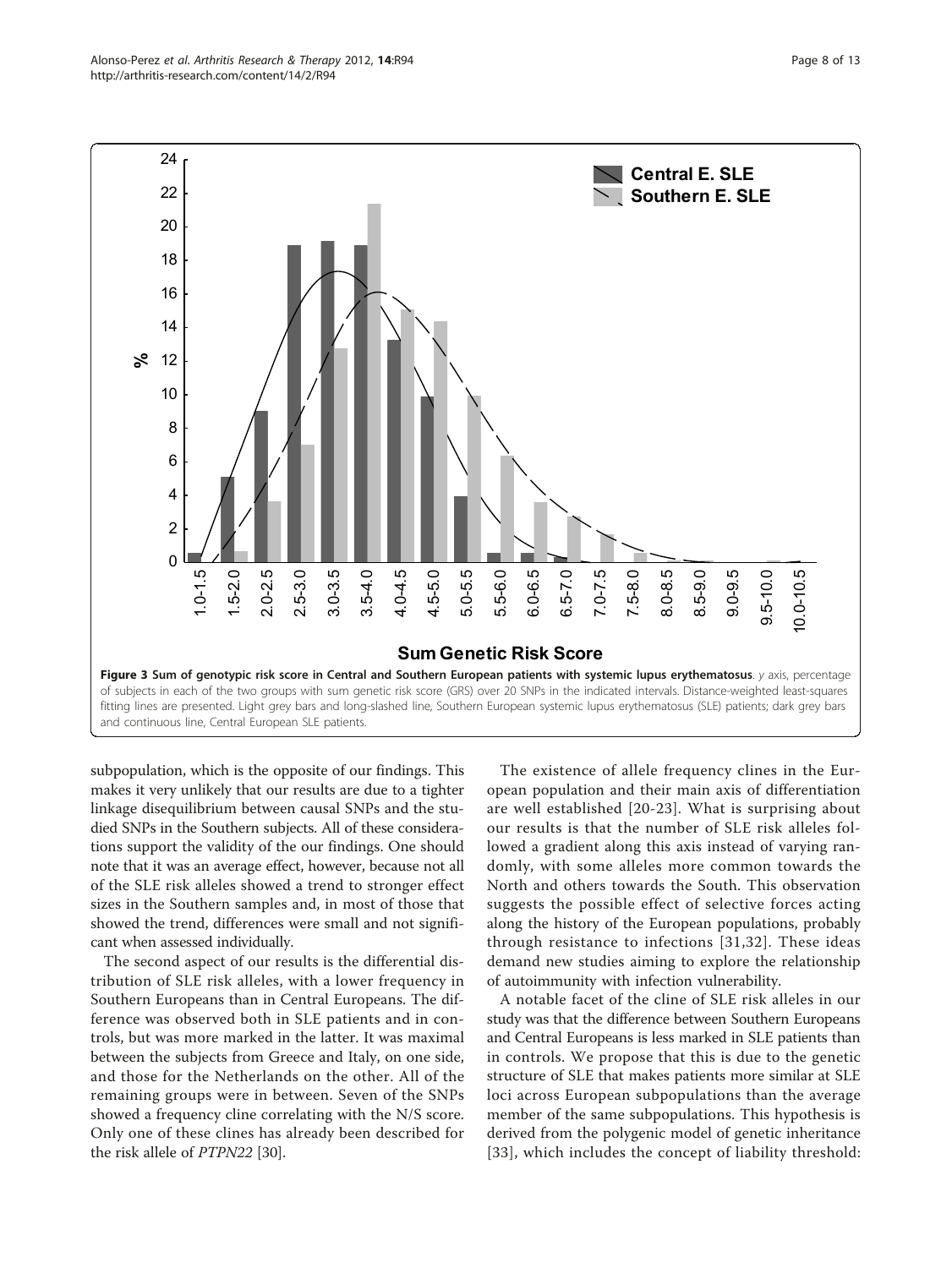24
22
20
18
16
14
12
10
8
6
4
2
0

%

Central E. SLE
Southern E. SLE

1.0-1.5
1.5-2.0
2.0-2.5
2.5-3.0
3.0-3.5
3.5-4.0
4.0-4.5
4.5-5.0
5.0-5.5
5.5-6.0
6.0-6.5
6.5-7.0
7.0-7.5
7.5-8.0
8.0-8.5
8.5-9.0
9.0-9.5
9.5-10.0
10.0-10.5

Sum Genetic Risk Score

**Figure 3 Sum of genotypic risk score in Central and Southern European patients with systemic lupus erythematosus**. *y* axis, percentage of subjects in each of the two groups with sum genetic risk score (GRS) over 20 SNPs in the indicated intervals. Distance-weighted least-squares fitting lines are presented. Light grey bars and long-slashed line, Southern European systemic lupus erythematosus (SLE) patients; dark grey bars and continuous line, Central European SLE patients.

subpopulation, which is the opposite of our findings. This makes it very unlikely that our results are due to a tighter linkage disequilibrium between causal SNPs and the studied SNPs in the Southern subjects. All of these considerations support the validity of the our findings. One should note that it was an average effect, however, because not all of the SLE risk alleles showed a trend to stronger effect sizes in the Southern samples and, in most of those that showed the trend, differences were small and not significant when assessed individually.

The second aspect of our results is the differential distribution of SLE risk alleles, with a lower frequency in Southern Europeans than in Central Europeans. The difference was observed both in SLE patients and in controls, but was more marked in the latter. It was maximal between the subjects from Greece and Italy, on one side, and those for the Netherlands on the other. All of the remaining groups were in between. Seven of the SNPs showed a frequency cline correlating with the N/S score. Only one of these clines has already been described for the risk allele of *PTPN22* [30].

The existence of allele frequency clines in the European population and their main axis of differentiation are well established [20-23]. What is surprising about our results is that the number of SLE risk alleles followed a gradient along this axis instead of varying randomly, with some alleles more common towards the North and others towards the South. This observation suggests the possible effect of selective forces acting along the history of the European populations, probably through resistance to infections [31,32]. These ideas demand new studies aiming to explore the relationship of autoimmunity with infection vulnerability.

A notable facet of the cline of SLE risk alleles in our study was that the difference between Southern Europeans and Central Europeans is less marked in SLE patients than in controls. We propose that this is due to the genetic structure of SLE that makes patients more similar at SLE loci across European subpopulations than the average member of the same subpopulations. This hypothesis is derived from the polygenic model of genetic inheritance [33], which includes the concept of liability threshold: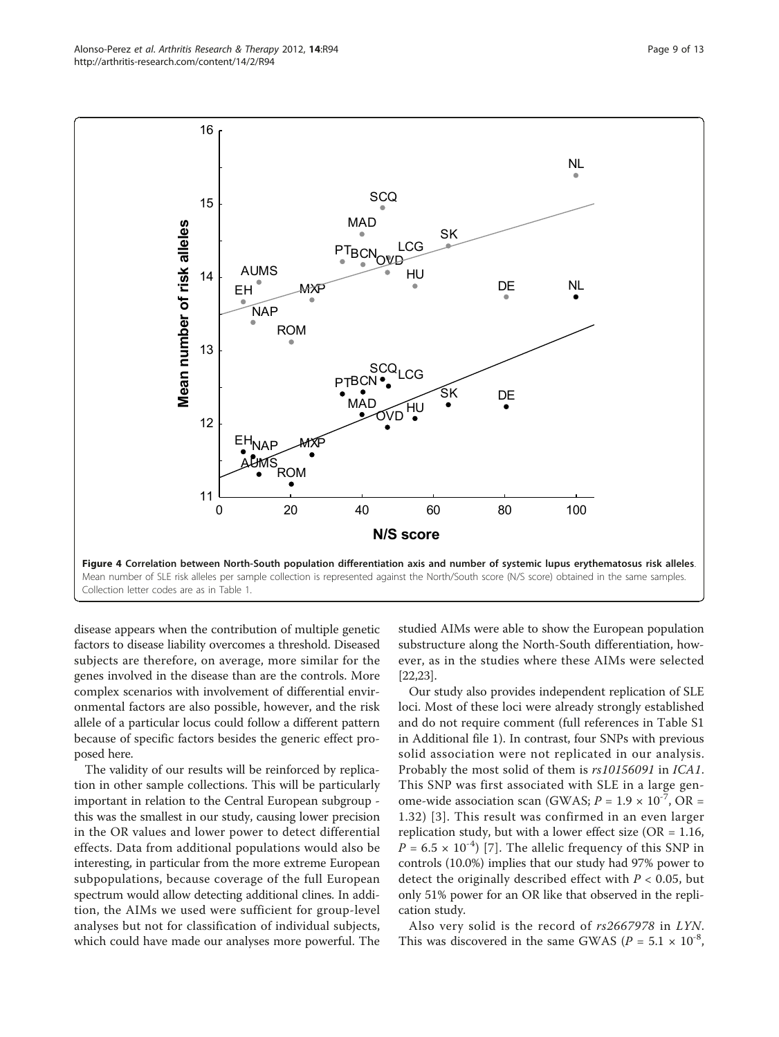**Figure 4 Correlation between North-South population differentiation axis and number of systemic lupus erythematosus risk alleles**. Mean number of SLE risk alleles per sample collection is represented against the North/South score (N/S score) obtained in the same samples. Collection letter codes are as in Table 1.

disease appears when the contribution of multiple genetic factors to disease liability overcomes a threshold. Diseased subjects are therefore, on average, more similar for the genes involved in the disease than are the controls. More complex scenarios with involvement of differential environmental factors are also possible, however, and the risk allele of a particular locus could follow a different pattern because of specific factors besides the generic effect proposed here.

The validity of our results will be reinforced by replication in other sample collections. This will be particularly important in relation to the Central European subgroup - this was the smallest in our study, causing lower precision in the OR values and lower power to detect differential effects. Data from additional populations would also be interesting, in particular from the more extreme European subpopulations, because coverage of the full European spectrum would allow detecting additional clines. In addition, the AIMs we used were sufficient for group-level analyses but not for classification of individual subjects, which could have made our analyses more powerful. The studied AIMs were able to show the European population substructure along the North-South differentiation, however, as in the studies where these AIMs were selected [22,23].

Our study also provides independent replication of SLE loci. Most of these loci were already strongly established and do not require comment (full references in Table S1 in Additional file 1). In contrast, four SNPs with previous solid association were not replicated in our analysis. Probably the most solid of them is *rs10156091* in *ICA1*. This SNP was first associated with SLE in a large genome-wide association scan (GWAS; $P = 1.9 \times 10^{-7}$, OR = 1.32) [3]. This result was confirmed in an even larger replication study, but with a lower effect size (OR = 1.16, $P = 6.5 \times 10^{-4}$) [7]. The allelic frequency of this SNP in controls (10.0%) implies that our study had 97% power to detect the originally described effect with $P < 0.05$, but only 51% power for an OR like that observed in the replication study.

Also very solid is the record of *rs2667978* in *LYN*. This was discovered in the same GWAS ($P = 5.1 \times 10^{-8}$,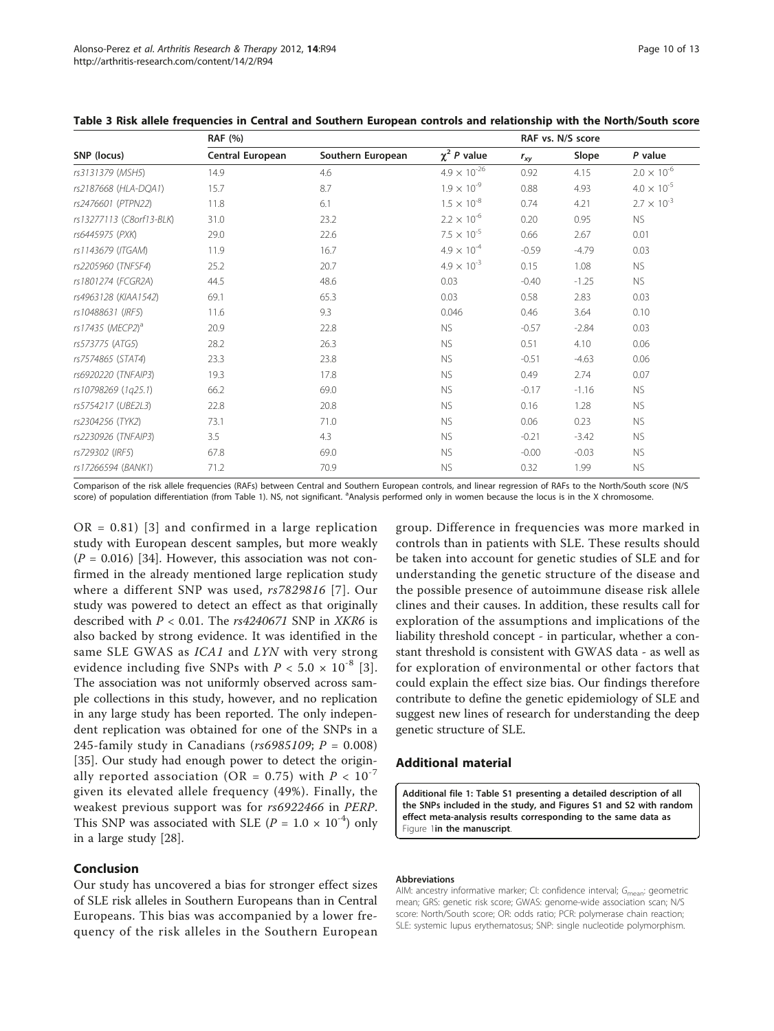**Table 3 Risk allele frequencies in Central and Southern European controls and relationship with the North/South score**

| SNP (locus) | RAF (%) | | | RAF vs. N/S score | | |
|---|---|---|---|---|---|---|
| | Central European | Southern European | $\chi^2$ *P* value | $r_{xy}$ | Slope | *P* value |
| *rs3131379* (*MSH5*) | 14.9 | 4.6 | $4.9 \times 10^{-26}$ | 0.92 | 4.15 | $2.0 \times 10^{-6}$ |
| *rs2187668* (*HLA-DQA1*) | 15.7 | 8.7 | $1.9 \times 10^{-9}$ | 0.88 | 4.93 | $4.0 \times 10^{-5}$ |
| *rs2476601* (*PTPN22*) | 11.8 | 6.1 | $1.5 \times 10^{-8}$ | 0.74 | 4.21 | $2.7 \times 10^{-3}$ |
| *rs13277113* (*C8orf13-BLK*) | 31.0 | 23.2 | $2.2 \times 10^{-6}$ | 0.20 | 0.95 | NS |
| *rs6445975* (*PXK*) | 29.0 | 22.6 | $7.5 \times 10^{-5}$ | 0.66 | 2.67 | 0.01 |
| *rs1143679* (*ITGAM*) | 11.9 | 16.7 | $4.9 \times 10^{-4}$ | -0.59 | -4.79 | 0.03 |
| *rs2205960* (*TNFSF4*) | 25.2 | 20.7 | $4.9 \times 10^{-3}$ | 0.15 | 1.08 | NS |
| *rs1801274* (*FCGR2A*) | 44.5 | 48.6 | 0.03 | -0.40 | -1.25 | NS |
| *rs4963128* (*KIAA1542*) | 69.1 | 65.3 | 0.03 | 0.58 | 2.83 | 0.03 |
| *rs10488631* (*IRF5*) | 11.6 | 9.3 | 0.046 | 0.46 | 3.64 | 0.10 |
| *rs17435* (*MECP2*)[a] | 20.9 | 22.8 | NS | -0.57 | -2.84 | 0.03 |
| *rs573775* (*ATG5*) | 28.2 | 26.3 | NS | 0.51 | 4.10 | 0.06 |
| *rs7574865* (*STAT4*) | 23.3 | 23.8 | NS | -0.51 | -4.63 | 0.06 |
| *rs6920220* (*TNFAIP3*) | 19.3 | 17.8 | NS | 0.49 | 2.74 | 0.07 |
| *rs10798269* (*1q25.1*) | 66.2 | 69.0 | NS | -0.17 | -1.16 | NS |
| *rs5754217* (*UBE2L3*) | 22.8 | 20.8 | NS | 0.16 | 1.28 | NS |
| *rs2304256* (*TYK2*) | 73.1 | 71.0 | NS | 0.06 | 0.23 | NS |
| *rs2230926* (*TNFAIP3*) | 3.5 | 4.3 | NS | -0.21 | -3.42 | NS |
| *rs729302* (*IRF5*) | 67.8 | 69.0 | NS | -0.00 | -0.03 | NS |
| *rs17266594* (*BANK1*) | 71.2 | 70.9 | NS | 0.32 | 1.99 | NS |

Comparison of the risk allele frequencies (RAFs) between Central and Southern European controls, and linear regression of RAFs to the North/South score (N/S score) of population differentiation (from Table 1). NS, not significant. [a]Analysis performed only in women because the locus is in the X chromosome.

OR = 0.81) [3] and confirmed in a large replication study with European descent samples, but more weakly ($P = 0.016$) [34]. However, this association was not confirmed in the already mentioned large replication study where a different SNP was used, *rs7829816* [7]. Our study was powered to detect an effect as that originally described with $P < 0.01$. The *rs4240671* SNP in *XKR6* is also backed by strong evidence. It was identified in the same SLE GWAS as *ICA1* and *LYN* with very strong evidence including five SNPs with $P < 5.0 \times 10^{-8}$ [3]. The association was not uniformly observed across sample collections in this study, however, and no replication in any large study has been reported. The only independent replication was obtained for one of the SNPs in a 245-family study in Canadians (*rs6985109*; $P = 0.008$) [35]. Our study had enough power to detect the originally reported association (OR = 0.75) with $P < 10^{-7}$ given its elevated allele frequency (49%). Finally, the weakest previous support was for *rs6922466* in *PERP*. This SNP was associated with SLE ($P = 1.0 \times 10^{-4}$) only in a large study [28].

## Conclusion

Our study has uncovered a bias for stronger effect sizes of SLE risk alleles in Southern Europeans than in Central Europeans. This bias was accompanied by a lower frequency of the risk alleles in the Southern European group. Difference in frequencies was more marked in controls than in patients with SLE. These results should be taken into account for genetic studies of SLE and for understanding the genetic structure of the disease and the possible presence of autoimmune disease risk allele clines and their causes. In addition, these results call for exploration of the assumptions and implications of the liability threshold concept - in particular, whether a constant threshold is consistent with GWAS data - as well as for exploration of environmental or other factors that could explain the effect size bias. Our findings therefore contribute to define the genetic epidemiology of SLE and suggest new lines of research for understanding the deep genetic structure of SLE.

## Additional material

**Additional file 1: Table S1 presenting a detailed description of all the SNPs included in the study, and Figures S1 and S2 with random effect meta-analysis results corresponding to the same data as** Figure 1 **in the manuscript**.

#### Abbreviations

AIM: ancestry informative marker; CI: confidence interval; $G_{mean}$: geometric mean; GRS: genetic risk score; GWAS: genome-wide association scan; N/S score: North/South score; OR: odds ratio; PCR: polymerase chain reaction; SLE: systemic lupus erythematosus; SNP: single nucleotide polymorphism.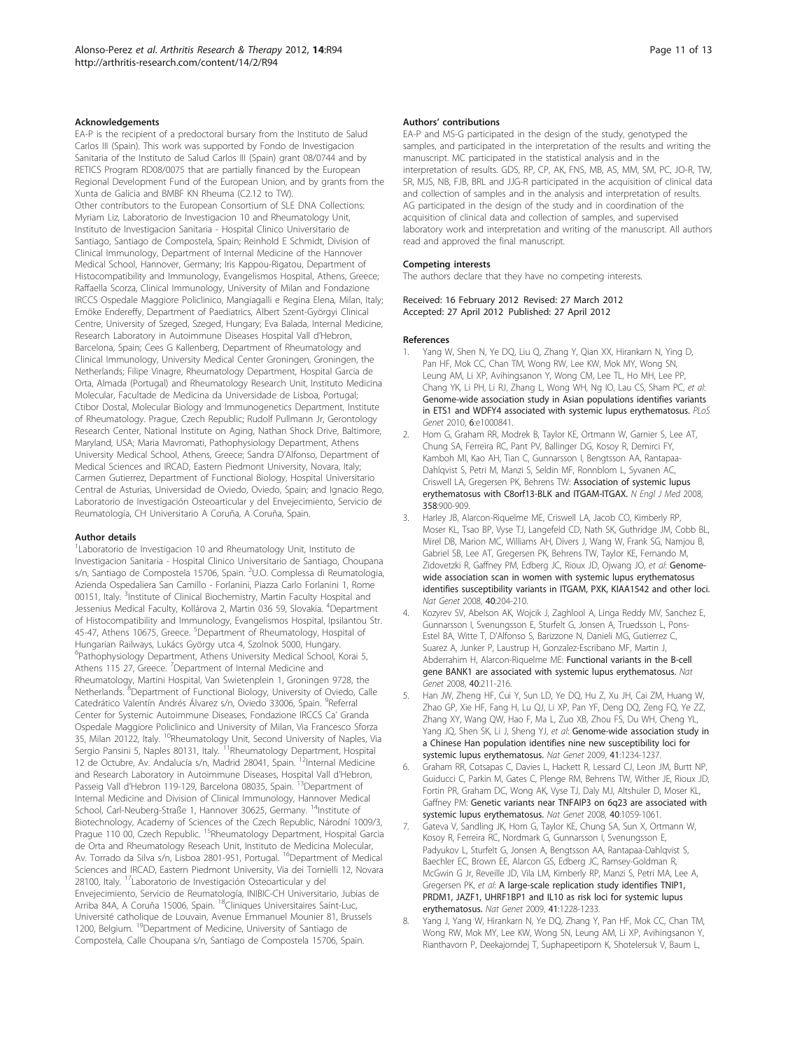## Acknowledgements

EA-P is the recipient of a predoctoral bursary from the Instituto de Salud Carlos III (Spain). This work was supported by Fondo de Investigacion Sanitaria of the Instituto de Salud Carlos III (Spain) grant 08/0744 and by RETICS Program RD08/0075 that are partially financed by the European Regional Development Fund of the European Union, and by grants from the Xunta de Galicia and BMBF KN Rheuma (C2.12 to TW).

Other contributors to the European Consortium of SLE DNA Collections: Myriam Liz, Laboratorio de Investigacion 10 and Rheumatology Unit, Instituto de Investigacion Sanitaria - Hospital Clinico Universitario de Santiago, Santiago de Compostela, Spain; Reinhold E Schmidt, Division of Clinical Immunology, Department of Internal Medicine of the Hannover Medical School, Hannover, Germany; Iris Kappou-Rigatou, Department of Histocompatibility and Immunology, Evangelismos Hospital, Athens, Greece; Raffaella Scorza, Clinical Immunology, University of Milan and Fondazione IRCCS Ospedale Maggiore Policlinico, Mangiagalli e Regina Elena, Milan, Italy; Emöke Endereffy, Department of Paediatrics, Albert Szent-Györgyi Clinical Centre, University of Szeged, Szeged, Hungary; Eva Balada, Internal Medicine, Research Laboratory in Autoimmune Diseases Hospital Vall d'Hebron, Barcelona, Spain; Cees G Kallenberg, Department of Rheumatology and Clinical Immunology, University Medical Center Groningen, Groningen, the Netherlands; Filipe Vinagre, Rheumatology Department, Hospital Garcia de Orta, Almada (Portugal) and Rheumatology Research Unit, Instituto Medicina Molecular, Facultade de Medicina da Universidade de Lisboa, Portugal; Ctibor Dostal, Molecular Biology and Immunogenetics Department, Institute of Rheumatology. Prague, Czech Republic; Rudolf Pullmann Jr, Gerontology Research Center, National Institute on Aging, Nathan Shock Drive, Baltimore, Maryland, USA; Maria Mavromati, Pathophysiology Department, Athens University Medical School, Athens, Greece; Sandra D'Alfonso, Department of Medical Sciences and IRCAD, Eastern Piedmont University, Novara, Italy; Carmen Gutierrez, Department of Functional Biology, Hospital Universitario Central de Asturias, Universidad de Oviedo, Oviedo, Spain; and Ignacio Rego, Laboratorio de Investigación Osteoarticular y del Envejecimiento, Servicio de Reumatología, CH Universitario A Coruña, A Coruña, Spain.

## Author details

[1]Laboratorio de Investigacion 10 and Rheumatology Unit, Instituto de Investigacion Sanitaria - Hospital Clinico Universitario de Santiago, Choupana s/n, Santiago de Compostela 15706, Spain. [2]U.O. Complessa di Reumatologia, Azienda Ospedaliera San Camillo - Forlanini, Piazza Carlo Forlanini 1, Rome 00151, Italy. [3]Institute of Clinical Biochemistry, Martin Faculty Hospital and Jessenius Medical Faculty, Kollárova 2, Martin 036 59, Slovakia. [4]Department of Histocompatibility and Immunology, Evangelismos Hospital, Ipsilantou Str. 45-47, Athens 10675, Greece. [5]Department of Rheumatology, Hospital of Hungarian Railways, Lukács György utca 4, Szolnok 5000, Hungary. [6]Pathophysiology Department, Athens University Medical School, Korai 5, Athens 115 27, Greece. [7]Department of Internal Medicine and Rheumatology, Martini Hospital, Van Swietenplein 1, Groningen 9728, the Netherlands. [8]Department of Functional Biology, University of Oviedo, Calle Catedrático Valentín Andrés Álvarez s/n, Oviedo 33006, Spain. [9]Referral Center for Systemic Autoimmune Diseases, Fondazione IRCCS Ca' Granda Ospedale Maggiore Policlinico and University of Milan, Via Francesco Sforza 35, Milan 20122, Italy. [10]Rheumatology Unit, Second University of Naples, Via Sergio Pansini 5, Naples 80131, Italy. [11]Rheumatology Department, Hospital 12 de Octubre, Av. Andalucía s/n, Madrid 28041, Spain. [12]Internal Medicine and Research Laboratory in Autoimmune Diseases, Hospital Vall d'Hebron, Passeig Vall d'Hebron 119-129, Barcelona 08035, Spain. [13]Department of Internal Medicine and Division of Clinical Immunology, Hannover Medical School, Carl-Neuberg-Straße 1, Hannover 30625, Germany. [14]Institute of Biotechnology, Academy of Sciences of the Czech Republic, Národní 1009/3, Prague 110 00, Czech Republic. [15]Rheumatology Department, Hospital Garcia de Orta and Rheumatology Reseach Unit, Instituto de Medicina Molecular, Av. Torrado da Silva s/n, Lisboa 2801-951, Portugal. [16]Department of Medical Sciences and IRCAD, Eastern Piedmont University, Via dei Tornielli 12, Novara 28100, Italy. [17]Laboratorio de Investigación Osteoarticular y del Envejecimiento, Servicio de Reumatología, INIBIC-CH Universitario, Jubias de Arriba 84A, A Coruña 15006, Spain. [18]Cliniques Universitaires Saint-Luc, Université catholique de Louvain, Avenue Emmanuel Mounier 81, Brussels 1200, Belgium. [19]Department of Medicine, University of Santiago de Compostela, Calle Choupana s/n, Santiago de Compostela 15706, Spain.

## Authors' contributions

EA-P and MS-G participated in the design of the study, genotyped the samples, and participated in the interpretation of the results and writing the manuscript. MC participated in the statistical analysis and in the interpretation of results. GDS, RP, CP, AK, FNS, MB, AS, MM, SM, PC, JO-R, TW, SR, MJS, NB, FJB, BRL and JJG-R participated in the acquisition of clinical data and collection of samples and in the analysis and interpretation of results. AG participated in the design of the study and in coordination of the acquisition of clinical data and collection of samples, and supervised laboratory work and interpretation and writing of the manuscript. All authors read and approved the final manuscript.

## Competing interests

The authors declare that they have no competing interests.

Received: 16 February 2012 Revised: 27 March 2012
Accepted: 27 April 2012 Published: 27 April 2012

## References

1. Yang W, Shen N, Ye DQ, Liu Q, Zhang Y, Qian XX, Hirankarn N, Ying D, Pan HF, Mok CC, Chan TM, Wong RW, Lee KW, Mok MY, Wong SN, Leung AM, Li XP, Avihingsanon Y, Wong CM, Lee TL, Ho MH, Lee PP, Chang YK, Li PH, Li RJ, Zhang L, Wong WH, Ng IO, Lau CS, Sham PC, *et al*: **Genome-wide association study in Asian populations identifies variants in ETS1 and WDFY4 associated with systemic lupus erythematosus.** *PLoS Genet* 2010, **6**:e1000841.
2. Hom G, Graham RR, Modrek B, Taylor KE, Ortmann W, Garnier S, Lee AT, Chung SA, Ferreira RC, Pant PV, Ballinger DG, Kosoy R, Demirci FY, Kamboh MI, Kao AH, Tian C, Gunnarsson I, Bengtsson AA, Rantapaa-Dahlqvist S, Petri M, Manzi S, Seldin MF, Ronnblom L, Syvanen AC, Criswell LA, Gregersen PK, Behrens TW: **Association of systemic lupus erythematosus with C8orf13-BLK and ITGAM-ITGAX.** *N Engl J Med* 2008, **358**:900-909.
3. Harley JB, Alarcon-Riquelme ME, Criswell LA, Jacob CO, Kimberly RP, Moser KL, Tsao BP, Vyse TJ, Langefeld CD, Nath SK, Guthridge JM, Cobb BL, Mirel DB, Marion MC, Williams AH, Divers J, Wang W, Frank SG, Namjou B, Gabriel SB, Lee AT, Gregersen PK, Behrens TW, Taylor KE, Fernando M, Zidovetzki R, Gaffney PM, Edberg JC, Rioux JD, Ojwang JO, *et al*: **Genome-wide association scan in women with systemic lupus erythematosus identifies susceptibility variants in ITGAM, PXK, KIAA1542 and other loci.** *Nat Genet* 2008, **40**:204-210.
4. Kozyrev SV, Abelson AK, Wojcik J, Zaghlool A, Linga Reddy MV, Sanchez E, Gunnarsson I, Svenungsson E, Sturfelt G, Jonsen A, Truedsson L, Pons-Estel BA, Witte T, D'Alfonso S, Barizzone N, Danieli MG, Gutierrez C, Suarez A, Junker P, Laustrup H, Gonzalez-Escribano MF, Martin J, Abderrahim H, Alarcon-Riquelme ME: **Functional variants in the B-cell gene BANK1 are associated with systemic lupus erythematosus.** *Nat Genet* 2008, **40**:211-216.
5. Han JW, Zheng HF, Cui Y, Sun LD, Ye DQ, Hu Z, Xu JH, Cai ZM, Huang W, Zhao GP, Xie HF, Fang H, Lu QJ, Li XP, Pan YF, Deng DQ, Zeng FQ, Ye ZZ, Zhang XY, Wang QW, Hao F, Ma L, Zuo XB, Zhou FS, Du WH, Cheng YL, Yang JQ, Shen SK, Li J, Sheng YJ, *et al*: **Genome-wide association study in a Chinese Han population identifies nine new susceptibility loci for systemic lupus erythematosus.** *Nat Genet* 2009, **41**:1234-1237.
6. Graham RR, Cotsapas C, Davies L, Hackett R, Lessard CJ, Leon JM, Burtt NP, Guiducci C, Parkin M, Gates C, Plenge RM, Behrens TW, Wither JE, Rioux JD, Fortin PR, Graham DC, Wong AK, Vyse TJ, Daly MJ, Altshuler D, Moser KL, Gaffney PM: **Genetic variants near TNFAIP3 on 6q23 are associated with systemic lupus erythematosus.** *Nat Genet* 2008, **40**:1059-1061.
7. Gateva V, Sandling JK, Hom G, Taylor KE, Chung SA, Sun X, Ortmann W, Kosoy R, Ferreira RC, Nordmark G, Gunnarsson I, Svenungsson E, Padyukov L, Sturfelt G, Jonsen A, Bengtsson AA, Rantapaa-Dahlqvist S, Baechler EC, Brown EE, Alarcon GS, Edberg JC, Ramsey-Goldman R, McGwin G Jr, Reveille JD, Vila LM, Kimberly RP, Manzi S, Petri MA, Lee A, Gregersen PK, *et al*: **A large-scale replication study identifies TNIP1, PRDM1, JAZF1, UHRF1BP1 and IL10 as risk loci for systemic lupus erythematosus.** *Nat Genet* 2009, **41**:1228-1233.
8. Yang J, Yang W, Hirankarn N, Ye DQ, Zhang Y, Pan HF, Mok CC, Chan TM, Wong RW, Mok MY, Lee KW, Wong SN, Leung AM, Li XP, Avihingsanon Y, Rianthavorn P, Deekajorndej T, Suphapeetiporn K, Shotelersuk V, Baum L,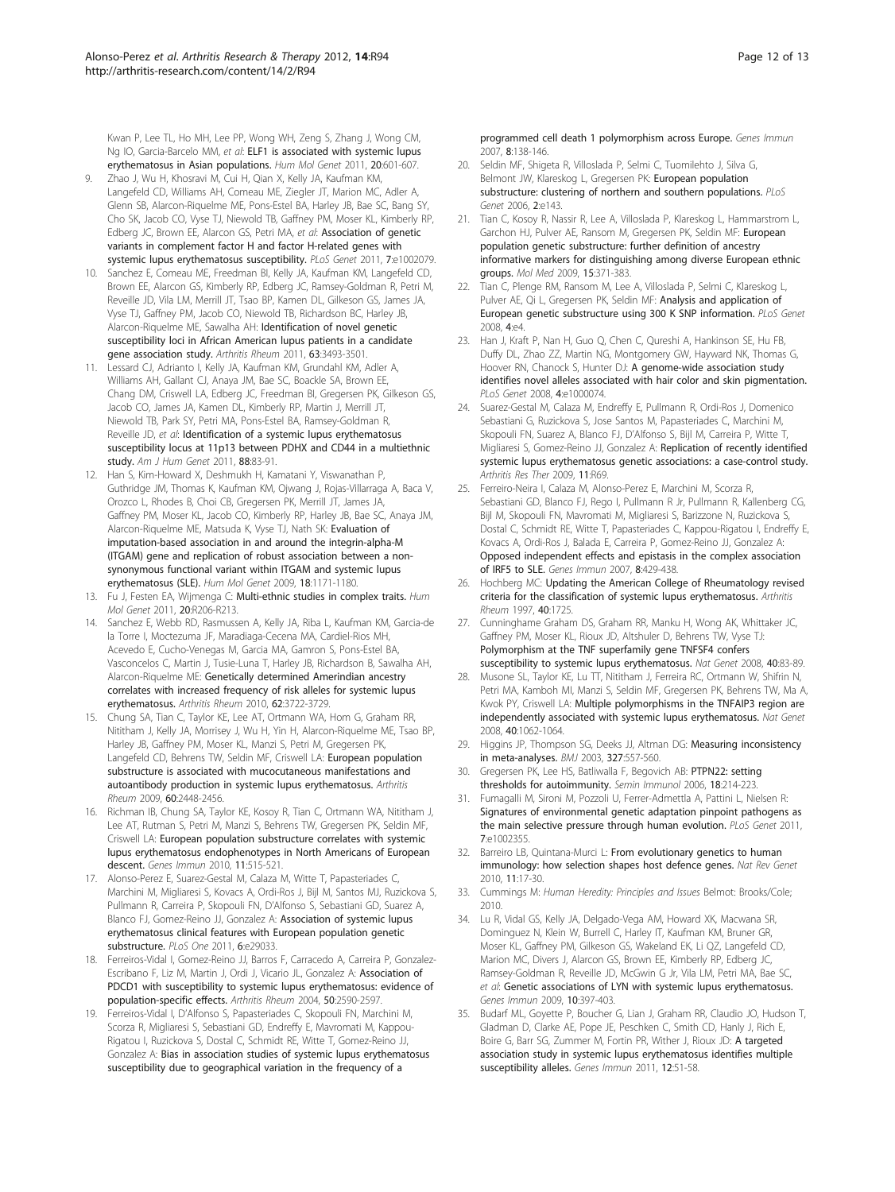Kwan P, Lee TL, Ho MH, Lee PP, Wong WH, Zeng S, Zhang J, Wong CM, Ng IO, Garcia-Barcelo MM, *et al*: **ELF1 is associated with systemic lupus erythematosus in Asian populations.** *Hum Mol Genet* 2011, **20**:601-607.

9. Zhao J, Wu H, Khosravi M, Cui H, Qian X, Kelly JA, Kaufman KM, Langefeld CD, Williams AH, Comeau ME, Ziegler JT, Marion MC, Adler A, Glenn SB, Alarcon-Riquelme ME, Pons-Estel BA, Harley JB, Bae SC, Bang SY, Cho SK, Jacob CO, Vyse TJ, Niewold TB, Gaffney PM, Moser KL, Kimberly RP, Edberg JC, Brown EE, Alarcon GS, Petri MA, *et al*: **Association of genetic variants in complement factor H and factor H-related genes with systemic lupus erythematosus susceptibility.** *PLoS Genet* 2011, **7**:e1002079.
10. Sanchez E, Comeau ME, Freedman BI, Kelly JA, Kaufman KM, Langefeld CD, Brown EE, Alarcon GS, Kimberly RP, Edberg JC, Ramsey-Goldman R, Petri M, Reveille JD, Vila LM, Merrill JT, Tsao BP, Kamen DL, Gilkeson GS, James JA, Vyse TJ, Gaffney PM, Jacob CO, Niewold TB, Richardson BC, Harley JB, Alarcon-Riquelme ME, Sawalha AH: **Identification of novel genetic susceptibility loci in African American lupus patients in a candidate gene association study.** *Arthritis Rheum* 2011, **63**:3493-3501.
11. Lessard CJ, Adrianto I, Kelly JA, Kaufman KM, Grundahl KM, Adler A, Williams AH, Gallant CJ, Anaya JM, Bae SC, Boackle SA, Brown EE, Chang DM, Criswell LA, Edberg JC, Freedman BI, Gregersen PK, Gilkeson GS, Jacob CO, James JA, Kamen DL, Kimberly RP, Martin J, Merrill JT, Niewold TB, Park SY, Petri MA, Pons-Estel BA, Ramsey-Goldman R, Reveille JD, *et al*: **Identification of a systemic lupus erythematosus susceptibility locus at 11p13 between PDHX and CD44 in a multiethnic study.** *Am J Hum Genet* 2011, **88**:83-91.
12. Han S, Kim-Howard X, Deshmukh H, Kamatani Y, Viswanathan P, Guthridge JM, Thomas K, Kaufman KM, Ojwang J, Rojas-Villarraga A, Baca V, Orozco L, Rhodes B, Choi CB, Gregersen PK, Merrill JT, James JA, Gaffney PM, Moser KL, Jacob CO, Kimberly RP, Harley JB, Bae SC, Anaya JM, Alarcon-Riquelme ME, Matsuda K, Vyse TJ, Nath SK: **Evaluation of imputation-based association in and around the integrin-alpha-M (ITGAM) gene and replication of robust association between a non-synonymous functional variant within ITGAM and systemic lupus erythematosus (SLE).** *Hum Mol Genet* 2009, **18**:1171-1180.
13. Fu J, Festen EA, Wijmenga C: **Multi-ethnic studies in complex traits.** *Hum Mol Genet* 2011, **20**:R206-R213.
14. Sanchez E, Webb RD, Rasmussen A, Kelly JA, Riba L, Kaufman KM, Garcia-de la Torre I, Moctezuma JF, Maradiaga-Cecena MA, Cardiel-Rios MH, Acevedo E, Cucho-Venegas M, Garcia MA, Gamron S, Pons-Estel BA, Vasconcelos C, Martin J, Tusie-Luna T, Harley JB, Richardson B, Sawalha AH, Alarcon-Riquelme ME: **Genetically determined Amerindian ancestry correlates with increased frequency of risk alleles for systemic lupus erythematosus.** *Arthritis Rheum* 2010, **62**:3722-3729.
15. Chung SA, Tian C, Taylor KE, Lee AT, Ortmann WA, Hom G, Graham RR, Nititham J, Kelly JA, Morrisey J, Wu H, Yin H, Alarcon-Riquelme ME, Tsao BP, Harley JB, Gaffney PM, Moser KL, Manzi S, Petri M, Gregersen PK, Langefeld CD, Behrens TW, Seldin MF, Criswell LA: **European population substructure is associated with mucocutaneous manifestations and autoantibody production in systemic lupus erythematosus.** *Arthritis Rheum* 2009, **60**:2448-2456.
16. Richman IB, Chung SA, Taylor KE, Kosoy R, Tian C, Ortmann WA, Nititham J, Lee AT, Rutman S, Petri M, Manzi S, Behrens TW, Gregersen PK, Seldin MF, Criswell LA: **European population substructure correlates with systemic lupus erythematosus endophenotypes in North Americans of European descent.** *Genes Immun* 2010, **11**:515-521.
17. Alonso-Perez E, Suarez-Gestal M, Calaza M, Witte T, Papasteriades C, Marchini M, Migliaresi S, Kovacs A, Ordi-Ros J, Bijl M, Santos MJ, Ruzickova S, Pullmann R, Carreira P, Skopouli FN, D'Alfonso S, Sebastiani GD, Suarez A, Blanco FJ, Gomez-Reino JJ, Gonzalez A: **Association of systemic lupus erythematosus clinical features with European population genetic substructure.** *PLoS One* 2011, **6**:e29033.
18. Ferreiros-Vidal I, Gomez-Reino JJ, Barros F, Carracedo A, Carreira P, Gonzalez-Escribano F, Liz M, Martin J, Ordi J, Vicario JL, Gonzalez A: **Association of PDCD1 with susceptibility to systemic lupus erythematosus: evidence of population-specific effects.** *Arthritis Rheum* 2004, **50**:2590-2597.
19. Ferreiros-Vidal I, D'Alfonso S, Papasteriades C, Skopouli FN, Marchini M, Scorza R, Migliaresi S, Sebastiani GD, Endreffy E, Mavromati M, Kappou-Rigatou I, Ruzickova S, Dostal C, Schmidt RE, Witte T, Gomez-Reino JJ, Gonzalez A: **Bias in association studies of systemic lupus erythematosus susceptibility due to geographical variation in the frequency of a programmed cell death 1 polymorphism across Europe.** *Genes Immun* 2007, **8**:138-146.
20. Seldin MF, Shigeta R, Villoslada P, Selmi C, Tuomilehto J, Silva G, Belmont JW, Klareskog L, Gregersen PK: **European population substructure: clustering of northern and southern populations.** *PLoS Genet* 2006, **2**:e143.
21. Tian C, Kosoy R, Nassir R, Lee A, Villoslada P, Klareskog L, Hammarstrom L, Garchon HJ, Pulver AE, Ransom M, Gregersen PK, Seldin MF: **European population genetic substructure: further definition of ancestry informative markers for distinguishing among diverse European ethnic groups.** *Mol Med* 2009, **15**:371-383.
22. Tian C, Plenge RM, Ransom M, Lee A, Villoslada P, Selmi C, Klareskog L, Pulver AE, Qi L, Gregersen PK, Seldin MF: **Analysis and application of European genetic substructure using 300 K SNP information.** *PLoS Genet* 2008, **4**:e4.
23. Han J, Kraft P, Nan H, Guo Q, Chen C, Qureshi A, Hankinson SE, Hu FB, Duffy DL, Zhao ZZ, Martin NG, Montgomery GW, Hayward NK, Thomas G, Hoover RN, Chanock S, Hunter DJ: **A genome-wide association study identifies novel alleles associated with hair color and skin pigmentation.** *PLoS Genet* 2008, **4**:e1000074.
24. Suarez-Gestal M, Calaza M, Endreffy E, Pullmann R, Ordi-Ros J, Domenico Sebastiani G, Ruzickova S, Jose Santos M, Papasteriades C, Marchini M, Skopouli FN, Suarez A, Blanco FJ, D'Alfonso S, Bijl M, Carreira P, Witte T, Migliaresi S, Gomez-Reino JJ, Gonzalez A: **Replication of recently identified systemic lupus erythematosus genetic associations: a case-control study.** *Arthritis Res Ther* 2009, **11**:R69.
25. Ferreiro-Neira I, Calaza M, Alonso-Perez E, Marchini M, Scorza R, Sebastiani GD, Blanco FJ, Rego I, Pullmann R Jr, Pullmann R, Kallenberg CG, Bijl M, Skopouli FN, Mavromati M, Migliaresi S, Barizzone N, Ruzickova S, Dostal C, Schmidt RE, Witte T, Papasteriades C, Kappou-Rigatou I, Endreffy E, Kovacs A, Ordi-Ros J, Balada E, Carreira P, Gomez-Reino JJ, Gonzalez A: **Opposed independent effects and epistasis in the complex association of IRF5 to SLE.** *Genes Immun* 2007, **8**:429-438.
26. Hochberg MC: **Updating the American College of Rheumatology revised criteria for the classification of systemic lupus erythematosus.** *Arthritis Rheum* 1997, **40**:1725.
27. Cunninghame Graham DS, Graham RR, Manku H, Wong AK, Whittaker JC, Gaffney PM, Moser KL, Rioux JD, Altshuler D, Behrens TW, Vyse TJ: **Polymorphism at the TNF superfamily gene TNFSF4 confers susceptibility to systemic lupus erythematosus.** *Nat Genet* 2008, **40**:83-89.
28. Musone SL, Taylor KE, Lu TT, Nititham J, Ferreira RC, Ortmann W, Shifrin N, Petri MA, Kamboh MI, Manzi S, Seldin MF, Gregersen PK, Behrens TW, Ma A, Kwok PY, Criswell LA: **Multiple polymorphisms in the TNFAIP3 region are independently associated with systemic lupus erythematosus.** *Nat Genet* 2008, **40**:1062-1064.
29. Higgins JP, Thompson SG, Deeks JJ, Altman DG: **Measuring inconsistency in meta-analyses.** *BMJ* 2003, **327**:557-560.
30. Gregersen PK, Lee HS, Batliwalla F, Begovich AB: **PTPN22: setting thresholds for autoimmunity.** *Semin Immunol* 2006, **18**:214-223.
31. Fumagalli M, Sironi M, Pozzoli U, Ferrer-Admettla A, Pattini L, Nielsen R: **Signatures of environmental genetic adaptation pinpoint pathogens as the main selective pressure through human evolution.** *PLoS Genet* 2011, **7**:e1002355.
32. Barreiro LB, Quintana-Murci L: **From evolutionary genetics to human immunology: how selection shapes host defence genes.** *Nat Rev Genet* 2010, **11**:17-30.
33. Cummings M: *Human Heredity: Principles and Issues* Belmot: Brooks/Cole; 2010.
34. Lu R, Vidal GS, Kelly JA, Delgado-Vega AM, Howard XK, Macwana SR, Dominguez N, Klein W, Burrell C, Harley IT, Kaufman KM, Bruner GR, Moser KL, Gaffney PM, Gilkeson GS, Wakeland EK, Li QZ, Langefeld CD, Marion MC, Divers J, Alarcon GS, Brown EE, Kimberly RP, Edberg JC, Ramsey-Goldman R, Reveille JD, McGwin G Jr, Vila LM, Petri MA, Bae SC, *et al*: **Genetic associations of LYN with systemic lupus erythematosus.** *Genes Immun* 2009, **10**:397-403.
35. Budarf ML, Goyette P, Boucher G, Lian J, Graham RR, Claudio JO, Hudson T, Gladman D, Clarke AE, Pope JE, Peschken C, Smith CD, Hanly J, Rich E, Boire G, Barr SG, Zummer M, Fortin PR, Wither J, Rioux JD: **A targeted association study in systemic lupus erythematosus identifies multiple susceptibility alleles.** *Genes Immun* 2011, **12**:51-58.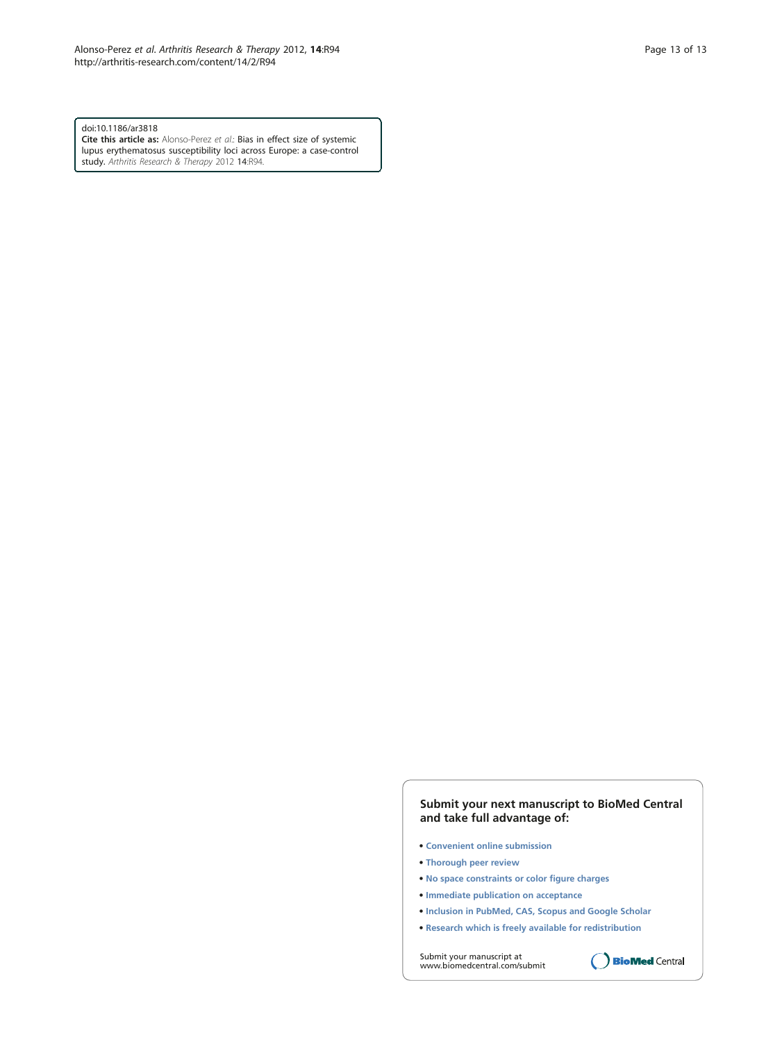doi:10.1186/ar3818

**Cite this article as:** Alonso-Perez *et al.*: Bias in effect size of systemic lupus erythematosus susceptibility loci across Europe: a case-control study. *Arthritis Research & Therapy* 2012 **14**:R94.

**Submit your next manuscript to BioMed Central and take full advantage of:**

- **Convenient online submission**
- **Thorough peer review**
- **No space constraints or color figure charges**
- **Immediate publication on acceptance**
- **Inclusion in PubMed, CAS, Scopus and Google Scholar**
- **Research which is freely available for redistribution**

Submit your manuscript at
www.biomedcentral.com/submit

BioMed Central